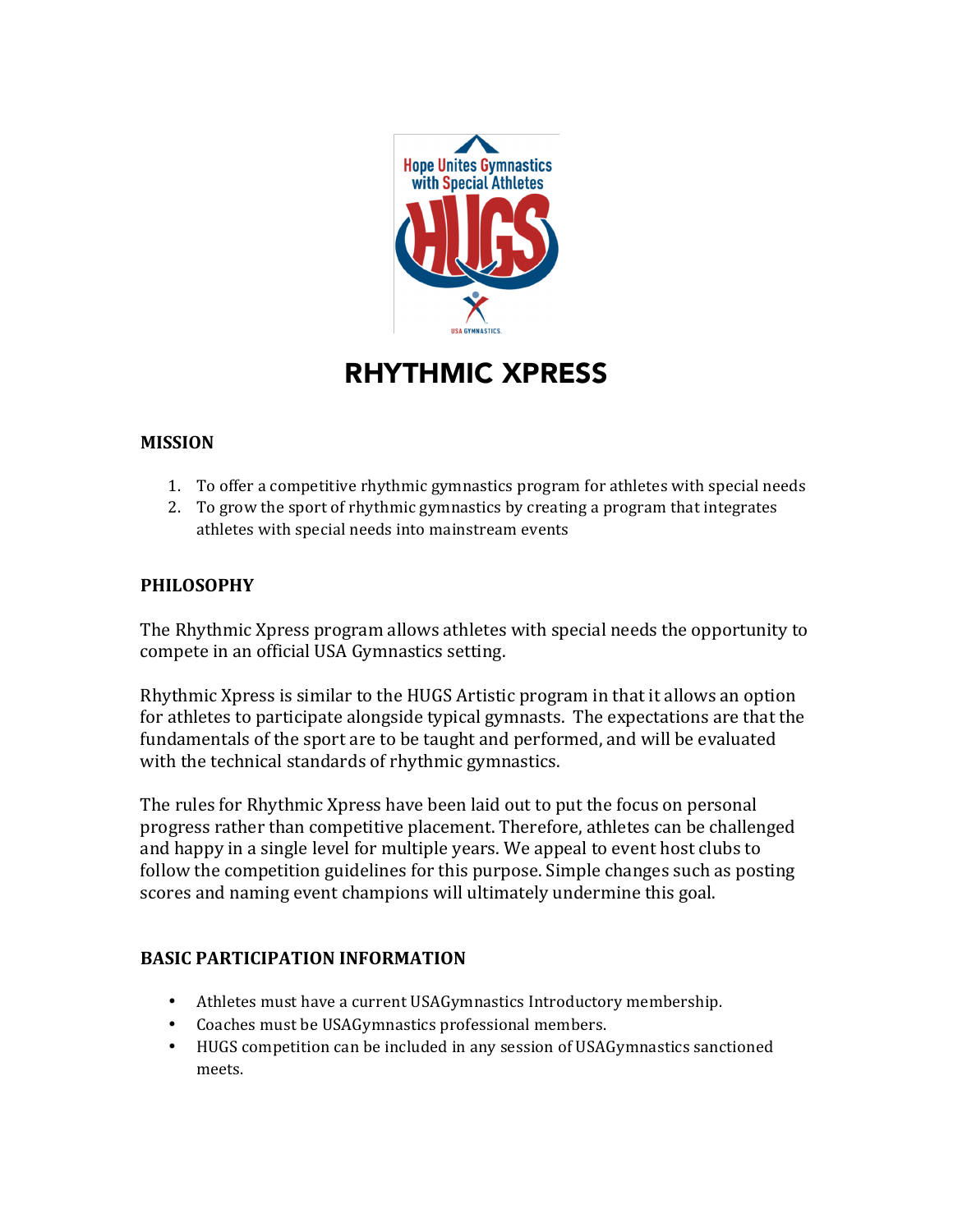# RHYTHMIC XPRESS

## MISSION

1. To offer a competitive rhythmic gymnastics program for athletes with special needs
2. To grow the sport of rhythmic gymnastics by creating a program that integrates athletes with special needs into mainstream events

## PHILOSOPHY

The Rhythmic Xpress program allows athletes with special needs the opportunity to compete in an official USA Gymnastics setting.

Rhythmic Xpress is similar to the HUGS Artistic program in that it allows an option for athletes to participate alongside typical gymnasts. The expectations are that the fundamentals of the sport are to be taught and performed, and will be evaluated with the technical standards of rhythmic gymnastics.

The rules for Rhythmic Xpress have been laid out to put the focus on personal progress rather than competitive placement. Therefore, athletes can be challenged and happy in a single level for multiple years. We appeal to event host clubs to follow the competition guidelines for this purpose. Simple changes such as posting scores and naming event champions will ultimately undermine this goal.

## BASIC PARTICIPATION INFORMATION

- Athletes must have a current USAGymnastics Introductory membership.
- Coaches must be USAGymnastics professional members.
- HUGS competition can be included in any session of USAGymnastics sanctioned meets.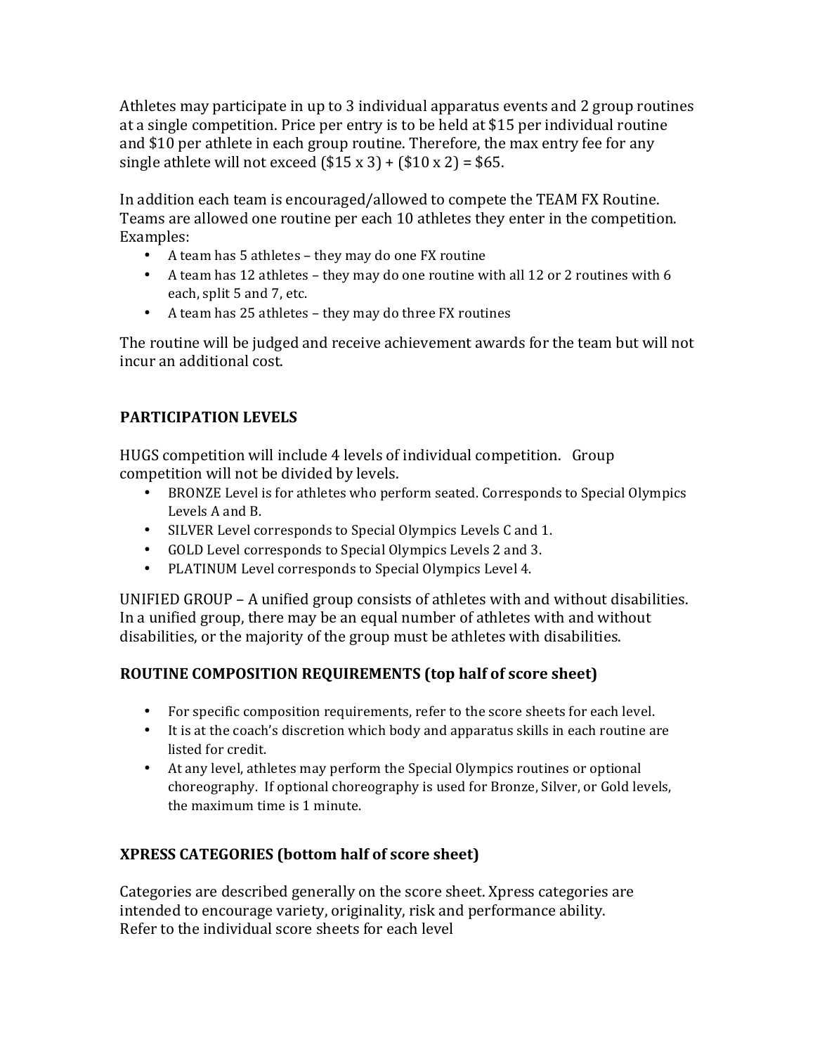Athletes may participate in up to 3 individual apparatus events and 2 group routines at a single competition. Price per entry is to be held at $15 per individual routine and $10 per athlete in each group routine. Therefore, the max entry fee for any single athlete will not exceed ($15 x 3) + ($10 x 2) = $65.

In addition each team is encouraged/allowed to compete the TEAM FX Routine. Teams are allowed one routine per each 10 athletes they enter in the competition. Examples:

- A team has 5 athletes – they may do one FX routine
- A team has 12 athletes – they may do one routine with all 12 or 2 routines with 6 each, split 5 and 7, etc.
- A team has 25 athletes – they may do three FX routines

The routine will be judged and receive achievement awards for the team but will not incur an additional cost.

## PARTICIPATION LEVELS

HUGS competition will include 4 levels of individual competition. Group competition will not be divided by levels.

- BRONZE Level is for athletes who perform seated. Corresponds to Special Olympics Levels A and B.
- SILVER Level corresponds to Special Olympics Levels C and 1.
- GOLD Level corresponds to Special Olympics Levels 2 and 3.
- PLATINUM Level corresponds to Special Olympics Level 4.

UNIFIED GROUP – A unified group consists of athletes with and without disabilities. In a unified group, there may be an equal number of athletes with and without disabilities, or the majority of the group must be athletes with disabilities.

## ROUTINE COMPOSITION REQUIREMENTS (top half of score sheet)

- For specific composition requirements, refer to the score sheets for each level.
- It is at the coach's discretion which body and apparatus skills in each routine are listed for credit.
- At any level, athletes may perform the Special Olympics routines or optional choreography. If optional choreography is used for Bronze, Silver, or Gold levels, the maximum time is 1 minute.

## XPRESS CATEGORIES (bottom half of score sheet)

Categories are described generally on the score sheet. Xpress categories are intended to encourage variety, originality, risk and performance ability.
Refer to the individual score sheets for each level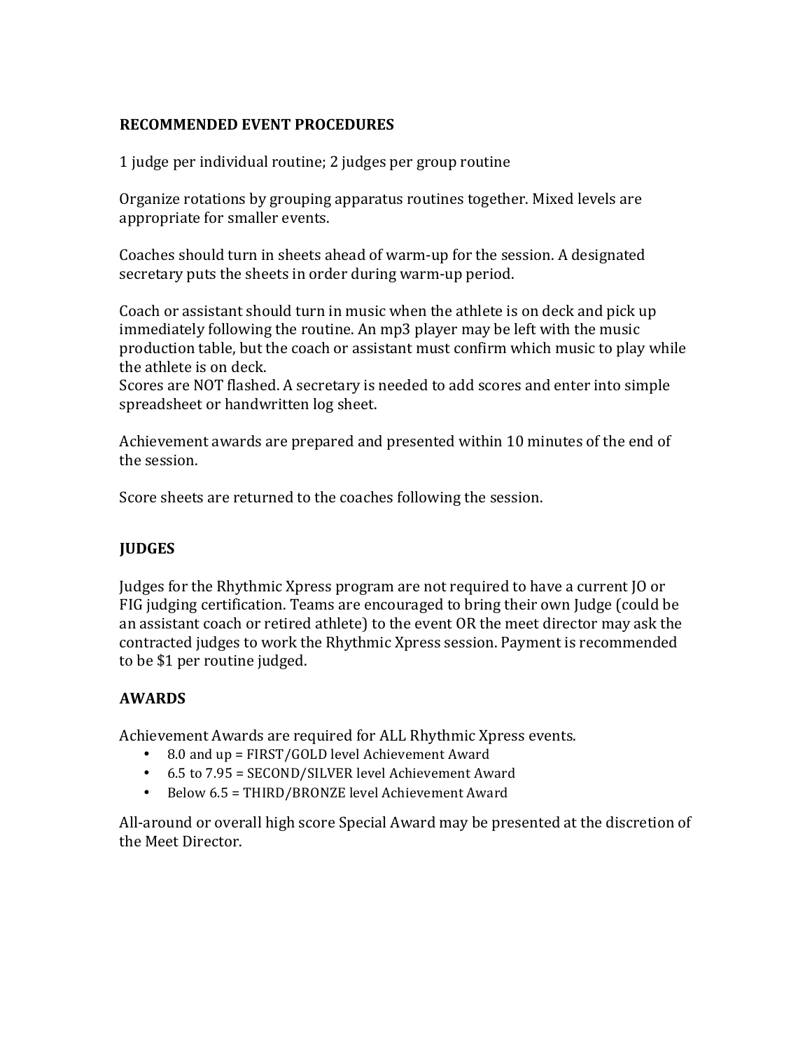## RECOMMENDED EVENT PROCEDURES

1 judge per individual routine; 2 judges per group routine

Organize rotations by grouping apparatus routines together. Mixed levels are appropriate for smaller events.

Coaches should turn in sheets ahead of warm-up for the session. A designated secretary puts the sheets in order during warm-up period.

Coach or assistant should turn in music when the athlete is on deck and pick up immediately following the routine. An mp3 player may be left with the music production table, but the coach or assistant must confirm which music to play while the athlete is on deck.
Scores are NOT flashed. A secretary is needed to add scores and enter into simple spreadsheet or handwritten log sheet.

Achievement awards are prepared and presented within 10 minutes of the end of the session.

Score sheets are returned to the coaches following the session.

## JUDGES

Judges for the Rhythmic Xpress program are not required to have a current JO or FIG judging certification. Teams are encouraged to bring their own Judge (could be an assistant coach or retired athlete) to the event OR the meet director may ask the contracted judges to work the Rhythmic Xpress session. Payment is recommended to be $1 per routine judged.

## AWARDS

Achievement Awards are required for ALL Rhythmic Xpress events.

- 8.0 and up = FIRST/GOLD level Achievement Award
- 6.5 to 7.95 = SECOND/SILVER level Achievement Award
- Below 6.5 = THIRD/BRONZE level Achievement Award

All-around or overall high score Special Award may be presented at the discretion of the Meet Director.